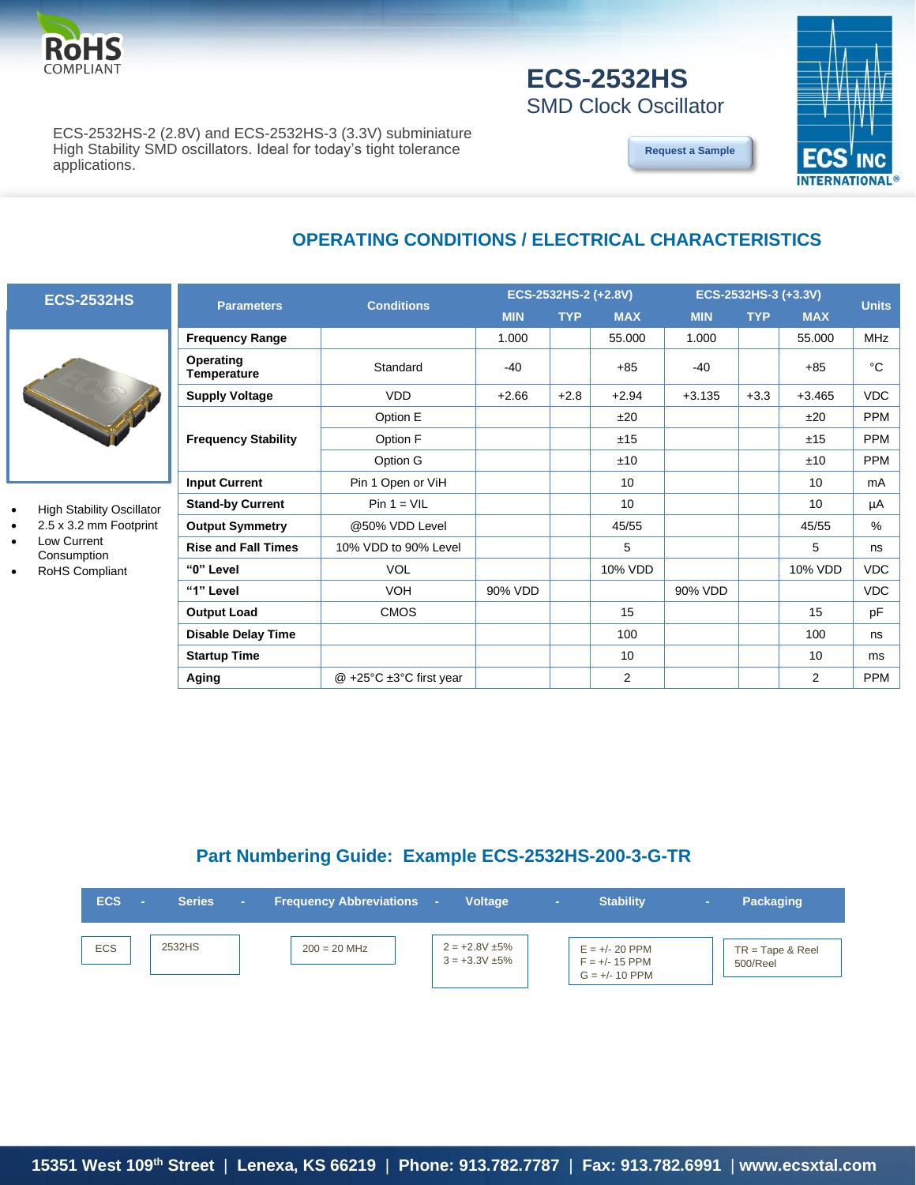RoHS COMPLIANT

# ECS-2532HS

## SMD Clock Oscillator

ECS-2532HS-2 (2.8V) and ECS-2532HS-3 (3.3V) subminiature High Stability SMD oscillators. Ideal for today's tight tolerance applications.

Request a Sample

ECS INC INTERNATIONAL®

## OPERATING CONDITIONS / ELECTRICAL CHARACTERISTICS

**ECS-2532HS**

- High Stability Oscillator
- 2.5 x 3.2 mm Footprint
- Low Current Consumption
- RoHS Compliant

| Parameters | Conditions | ECS-2532HS-2 (+2.8V) | | | ECS-2532HS-3 (+3.3V) | | | Units |
|---|---|---|---|---|---|---|---|---|
| | | MIN | TYP | MAX | MIN | TYP | MAX | |
| **Frequency Range** | | 1.000 | | 55.000 | 1.000 | | 55.000 | MHz |
| **Operating Temperature** | Standard | -40 | | +85 | -40 | | +85 | °C |
| **Supply Voltage** | VDD | +2.66 | +2.8 | +2.94 | +3.135 | +3.3 | +3.465 | VDC |
| **Frequency Stability** | Option E | | | ±20 | | | ±20 | PPM |
| | Option F | | | ±15 | | | ±15 | PPM |
| | Option G | | | ±10 | | | ±10 | PPM |
| **Input Current** | Pin 1 Open or ViH | | | 10 | | | 10 | mA |
| **Stand-by Current** | Pin 1 = VIL | | | 10 | | | 10 | µA |
| **Output Symmetry** | @50% VDD Level | | | 45/55 | | | 45/55 | % |
| **Rise and Fall Times** | 10% VDD to 90% Level | | | 5 | | | 5 | ns |
| **"0" Level** | VOL | | | 10% VDD | | | 10% VDD | VDC |
| **"1" Level** | VOH | 90% VDD | | | 90% VDD | | | VDC |
| **Output Load** | CMOS | | | 15 | | | 15 | pF |
| **Disable Delay Time** | | | | 100 | | | 100 | ns |
| **Startup Time** | | | | 10 | | | 10 | ms |
| **Aging** | @ +25°C ±3°C first year | | | 2 | | | 2 | PPM |

## Part Numbering Guide: Example ECS-2532HS-200-3-G-TR

| ECS | Series | Frequency Abbreviations | Voltage | Stability | Packaging |
|---|---|---|---|---|---|
| ECS | 2532HS | 200 = 20 MHz | 2 = +2.8V ±5%<br>3 = +3.3V ±5% | E = +/- 20 PPM<br>F = +/- 15 PPM<br>G = +/- 10 PPM | TR = Tape & Reel 500/Reel |

15351 West 109th Street | Lenexa, KS 66219 | Phone: 913.782.7787 | Fax: 913.782.6991 | www.ecsxtal.com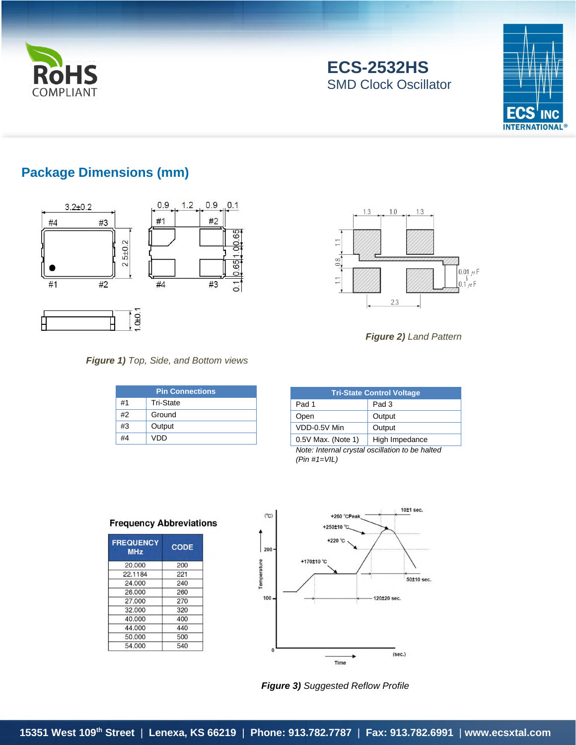# ECS-2532HS

SMD Clock Oscillator

## Package Dimensions (mm)

*Figure 1) Top, Side, and Bottom views*

*Figure 2) Land Pattern*

| Pin Connections | |
|---|---|
| #1 | Tri-State |
| #2 | Ground |
| #3 | Output |
| #4 | VDD |

| Tri-State Control Voltage | |
|---|---|
| Pad 1 | Pad 3 |
| Open | Output |
| VDD-0.5V Min | Output |
| 0.5V Max. (Note 1) | High Impedance |

*Note: Internal crystal oscillation to be halted (Pin #1=VIL)*

### Frequency Abbreviations

| FREQUENCY MHz | CODE |
|---|---|
| 20.000 | 200 |
| 22.1184 | 221 |
| 24.000 | 240 |
| 26.000 | 260 |
| 27.000 | 270 |
| 32.000 | 320 |
| 40.000 | 400 |
| 44.000 | 440 |
| 50.000 | 500 |
| 54.000 | 540 |

*Figure 3) Suggested Reflow Profile*

15351 West 109th Street | Lenexa, KS 66219 | Phone: 913.782.7787 | Fax: 913.782.6991 | www.ecsxtal.com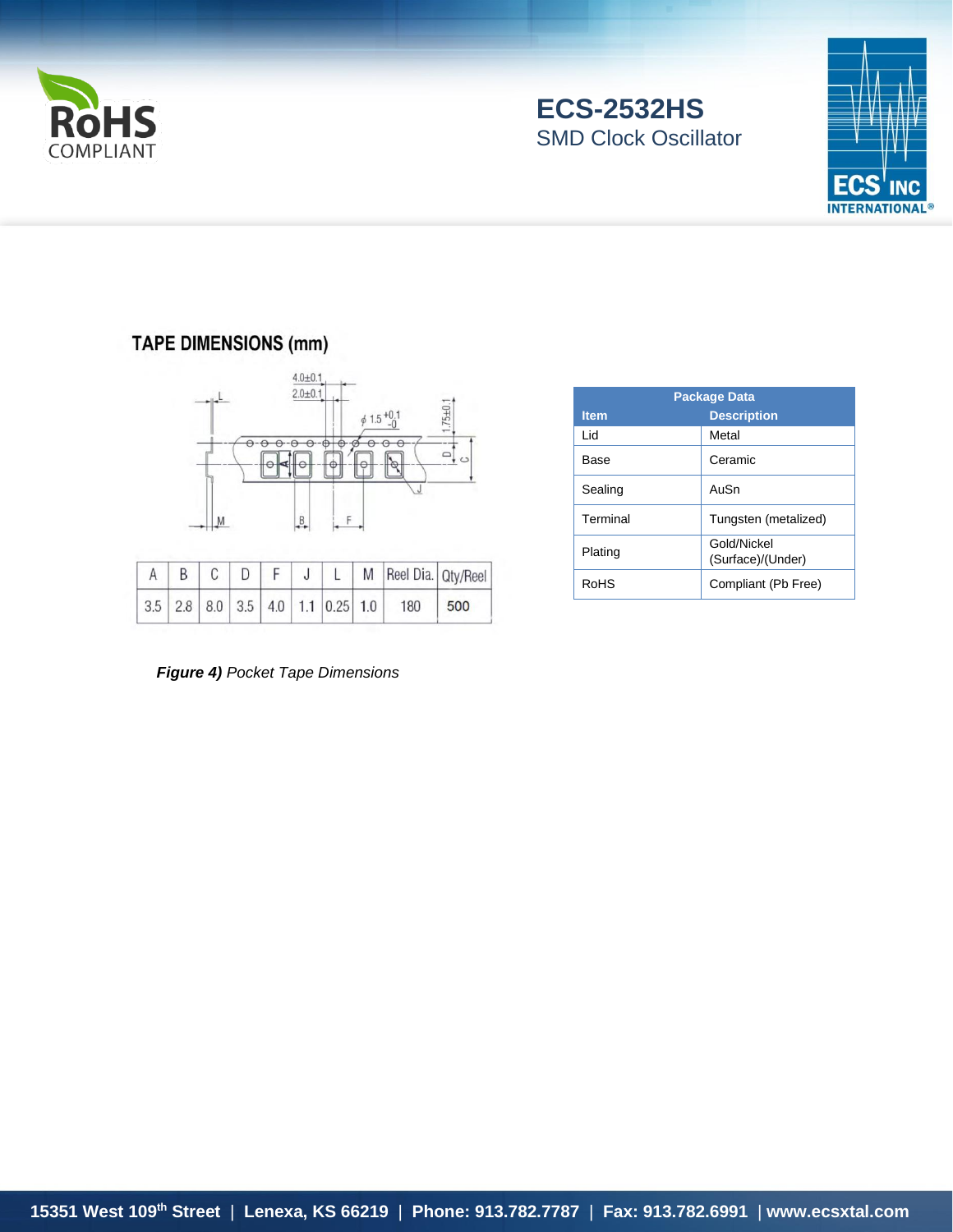# ECS-2532HS
SMD Clock Oscillator

## TAPE DIMENSIONS (mm)

4.0±0.1
2.0±0.1
L
ϕ 1.5 +0.1 -0
1.75±0.1
D
C
J
M
B
F

| A | B | C | D | F | J | L | M | Reel Dia. | Qty/Reel |
|---|---|---|---|---|---|---|---|---|---|
| 3.5 | 2.8 | 8.0 | 3.5 | 4.0 | 1.1 | 0.25 | 1.0 | 180 | 500 |

***Figure 4)*** *Pocket Tape Dimensions*

| Package Data | |
|---|---|
| **Item** | **Description** |
| Lid | Metal |
| Base | Ceramic |
| Sealing | AuSn |
| Terminal | Tungsten (metalized) |
| Plating | Gold/Nickel (Surface)/(Under) |
| RoHS | Compliant (Pb Free) |